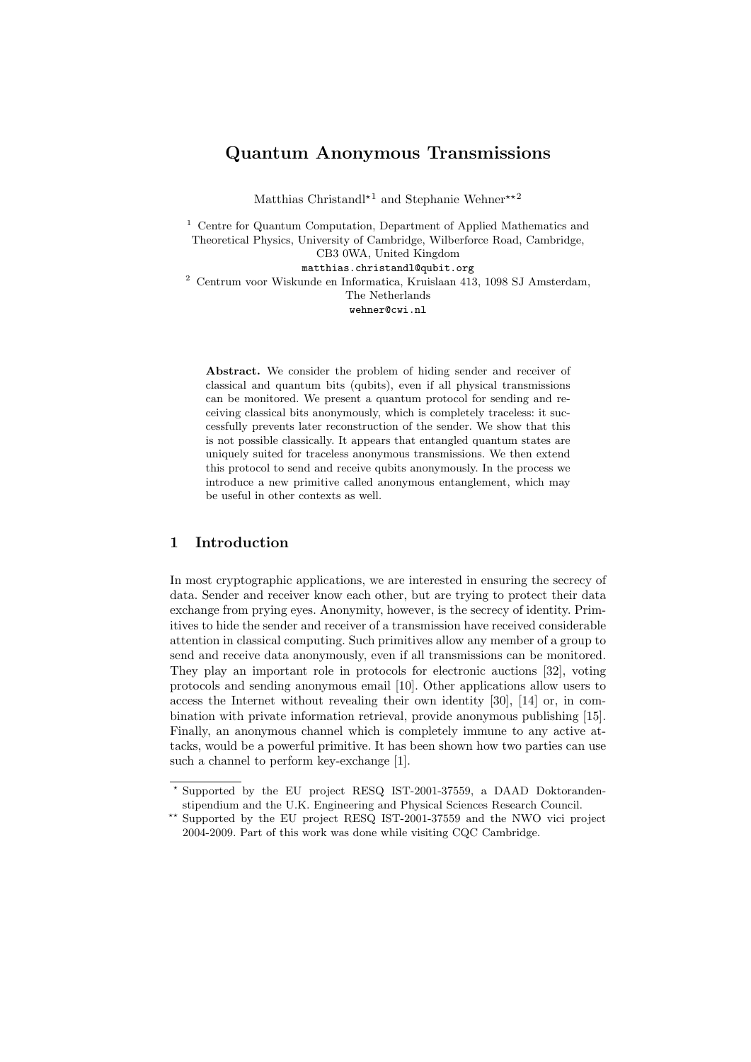# Quantum Anonymous Transmissions

Matthias Christandl[⋆1] and Stephanie Wehner[⋆⋆2]

[1] Centre for Quantum Computation, Department of Applied Mathematics and Theoretical Physics, University of Cambridge, Wilberforce Road, Cambridge, CB3 0WA, United Kingdom
matthias.christandl@qubit.org

[2] Centrum voor Wiskunde en Informatica, Kruislaan 413, 1098 SJ Amsterdam, The Netherlands
wehner@cwi.nl

**Abstract.** We consider the problem of hiding sender and receiver of classical and quantum bits (qubits), even if all physical transmissions can be monitored. We present a quantum protocol for sending and receiving classical bits anonymously, which is completely traceless: it successfully prevents later reconstruction of the sender. We show that this is not possible classically. It appears that entangled quantum states are uniquely suited for traceless anonymous transmissions. We then extend this protocol to send and receive qubits anonymously. In the process we introduce a new primitive called anonymous entanglement, which may be useful in other contexts as well.

## 1 Introduction

In most cryptographic applications, we are interested in ensuring the secrecy of data. Sender and receiver know each other, but are trying to protect their data exchange from prying eyes. Anonymity, however, is the secrecy of identity. Primitives to hide the sender and receiver of a transmission have received considerable attention in classical computing. Such primitives allow any member of a group to send and receive data anonymously, even if all transmissions can be monitored. They play an important role in protocols for electronic auctions [32], voting protocols and sending anonymous email [10]. Other applications allow users to access the Internet without revealing their own identity [30], [14] or, in combination with private information retrieval, provide anonymous publishing [15]. Finally, an anonymous channel which is completely immune to any active attacks, would be a powerful primitive. It has been shown how two parties can use such a channel to perform key-exchange [1].

---

[⋆] Supported by the EU project RESQ IST-2001-37559, a DAAD Doktorandenstipendium and the U.K. Engineering and Physical Sciences Research Council.

[⋆⋆] Supported by the EU project RESQ IST-2001-37559 and the NWO vici project 2004-2009. Part of this work was done while visiting CQC Cambridge.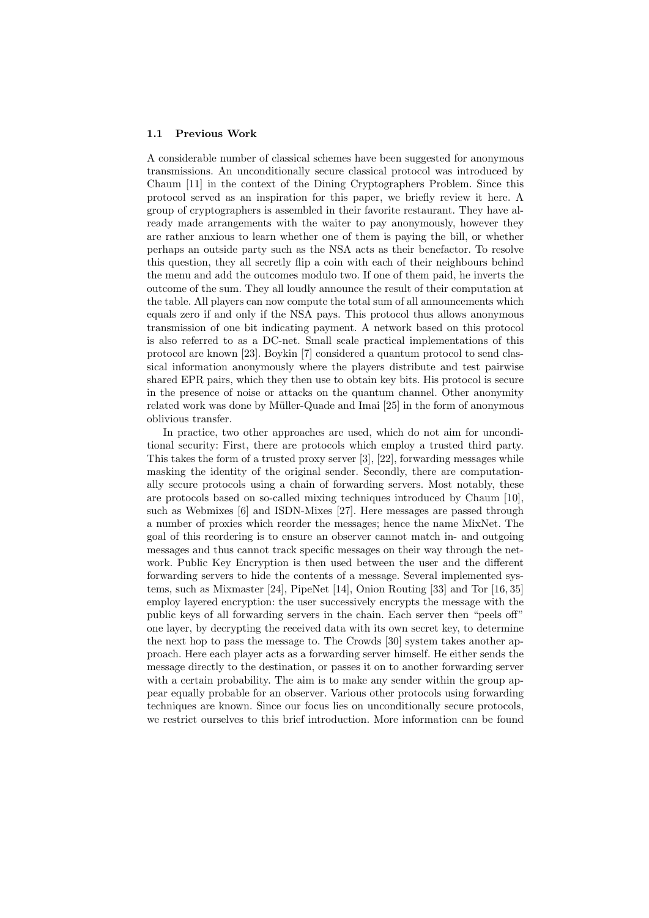### 1.1 Previous Work

A considerable number of classical schemes have been suggested for anonymous transmissions. An unconditionally secure classical protocol was introduced by Chaum [11] in the context of the Dining Cryptographers Problem. Since this protocol served as an inspiration for this paper, we briefly review it here. A group of cryptographers is assembled in their favorite restaurant. They have already made arrangements with the waiter to pay anonymously, however they are rather anxious to learn whether one of them is paying the bill, or whether perhaps an outside party such as the NSA acts as their benefactor. To resolve this question, they all secretly flip a coin with each of their neighbours behind the menu and add the outcomes modulo two. If one of them paid, he inverts the outcome of the sum. They all loudly announce the result of their computation at the table. All players can now compute the total sum of all announcements which equals zero if and only if the NSA pays. This protocol thus allows anonymous transmission of one bit indicating payment. A network based on this protocol is also referred to as a DC-net. Small scale practical implementations of this protocol are known [23]. Boykin [7] considered a quantum protocol to send classical information anonymously where the players distribute and test pairwise shared EPR pairs, which they then use to obtain key bits. His protocol is secure in the presence of noise or attacks on the quantum channel. Other anonymity related work was done by Müller-Quade and Imai [25] in the form of anonymous oblivious transfer.

In practice, two other approaches are used, which do not aim for unconditional security: First, there are protocols which employ a trusted third party. This takes the form of a trusted proxy server [3], [22], forwarding messages while masking the identity of the original sender. Secondly, there are computationally secure protocols using a chain of forwarding servers. Most notably, these are protocols based on so-called mixing techniques introduced by Chaum [10], such as Webmixes [6] and ISDN-Mixes [27]. Here messages are passed through a number of proxies which reorder the messages; hence the name MixNet. The goal of this reordering is to ensure an observer cannot match in- and outgoing messages and thus cannot track specific messages on their way through the network. Public Key Encryption is then used between the user and the different forwarding servers to hide the contents of a message. Several implemented systems, such as Mixmaster [24], PipeNet [14], Onion Routing [33] and Tor [16, 35] employ layered encryption: the user successively encrypts the message with the public keys of all forwarding servers in the chain. Each server then "peels off" one layer, by decrypting the received data with its own secret key, to determine the next hop to pass the message to. The Crowds [30] system takes another approach. Here each player acts as a forwarding server himself. He either sends the message directly to the destination, or passes it on to another forwarding server with a certain probability. The aim is to make any sender within the group appear equally probable for an observer. Various other protocols using forwarding techniques are known. Since our focus lies on unconditionally secure protocols, we restrict ourselves to this brief introduction. More information can be found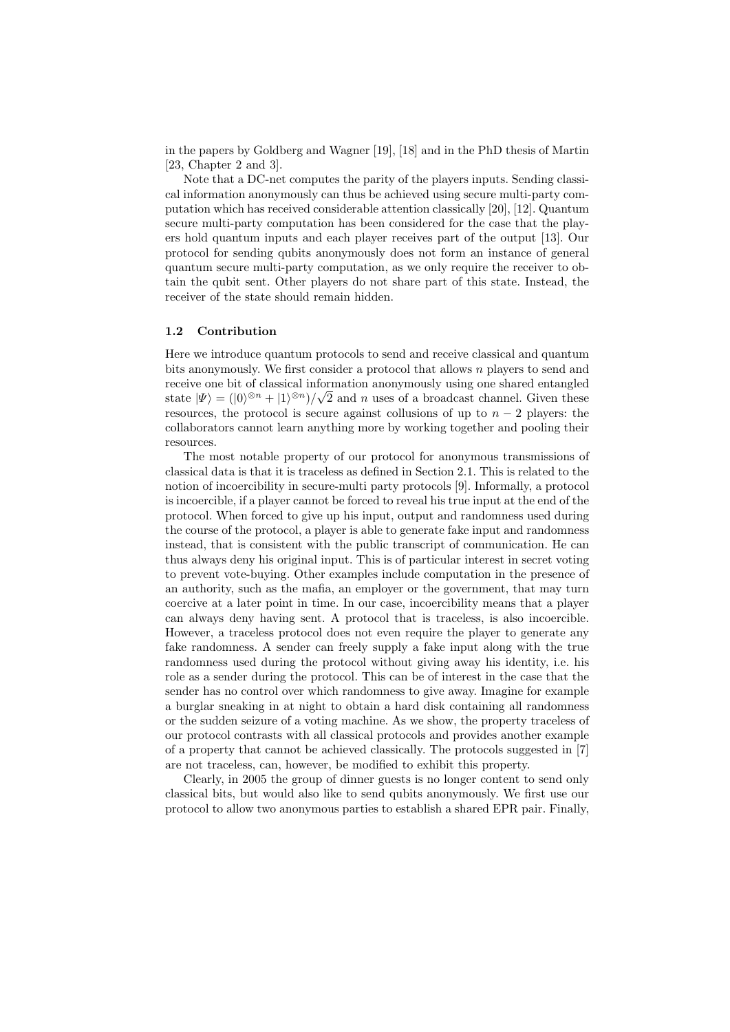in the papers by Goldberg and Wagner [19], [18] and in the PhD thesis of Martin [23, Chapter 2 and 3].

Note that a DC-net computes the parity of the players inputs. Sending classical information anonymously can thus be achieved using secure multi-party computation which has received considerable attention classically [20], [12]. Quantum secure multi-party computation has been considered for the case that the players hold quantum inputs and each player receives part of the output [13]. Our protocol for sending qubits anonymously does not form an instance of general quantum secure multi-party computation, as we only require the receiver to obtain the qubit sent. Other players do not share part of this state. Instead, the receiver of the state should remain hidden.

### 1.2 Contribution

Here we introduce quantum protocols to send and receive classical and quantum bits anonymously. We first consider a protocol that allows $n$ players to send and receive one bit of classical information anonymously using one shared entangled state $|\Psi\rangle = (|0\rangle^{\otimes n} + |1\rangle^{\otimes n})/\sqrt{2}$ and $n$ uses of a broadcast channel. Given these resources, the protocol is secure against collusions of up to $n-2$ players: the collaborators cannot learn anything more by working together and pooling their resources.

The most notable property of our protocol for anonymous transmissions of classical data is that it is traceless as defined in Section 2.1. This is related to the notion of incoercibility in secure-multi party protocols [9]. Informally, a protocol is incoercible, if a player cannot be forced to reveal his true input at the end of the protocol. When forced to give up his input, output and randomness used during the course of the protocol, a player is able to generate fake input and randomness instead, that is consistent with the public transcript of communication. He can thus always deny his original input. This is of particular interest in secret voting to prevent vote-buying. Other examples include computation in the presence of an authority, such as the mafia, an employer or the government, that may turn coercive at a later point in time. In our case, incoercibility means that a player can always deny having sent. A protocol that is traceless, is also incoercible. However, a traceless protocol does not even require the player to generate any fake randomness. A sender can freely supply a fake input along with the true randomness used during the protocol without giving away his identity, i.e. his role as a sender during the protocol. This can be of interest in the case that the sender has no control over which randomness to give away. Imagine for example a burglar sneaking in at night to obtain a hard disk containing all randomness or the sudden seizure of a voting machine. As we show, the property traceless of our protocol contrasts with all classical protocols and provides another example of a property that cannot be achieved classically. The protocols suggested in [7] are not traceless, can, however, be modified to exhibit this property.

Clearly, in 2005 the group of dinner guests is no longer content to send only classical bits, but would also like to send qubits anonymously. We first use our protocol to allow two anonymous parties to establish a shared EPR pair. Finally,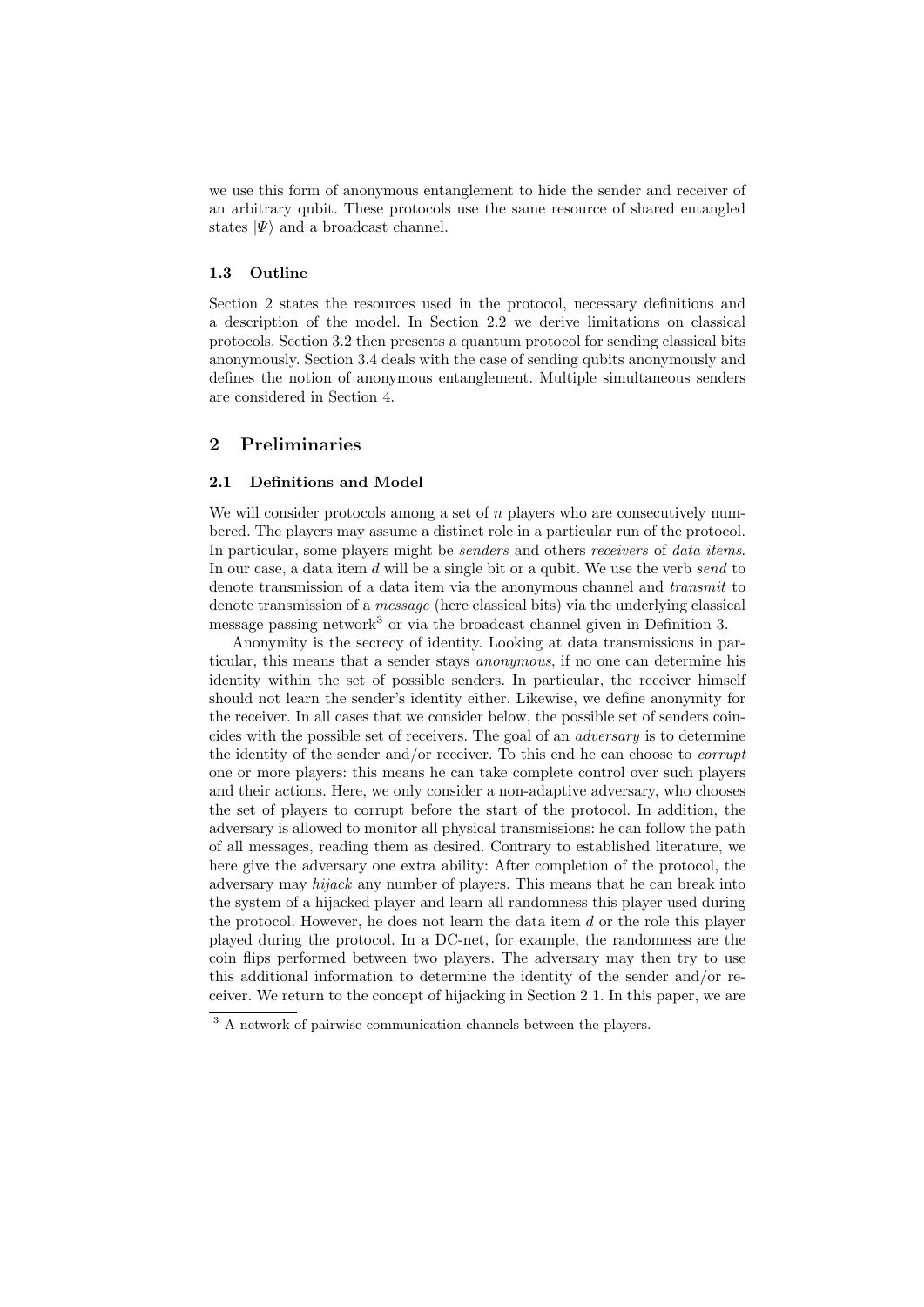we use this form of anonymous entanglement to hide the sender and receiver of an arbitrary qubit. These protocols use the same resource of shared entangled states $|\Psi\rangle$ and a broadcast channel.

### 1.3 Outline

Section 2 states the resources used in the protocol, necessary definitions and a description of the model. In Section 2.2 we derive limitations on classical protocols. Section 3.2 then presents a quantum protocol for sending classical bits anonymously. Section 3.4 deals with the case of sending qubits anonymously and defines the notion of anonymous entanglement. Multiple simultaneous senders are considered in Section 4.

## 2 Preliminaries

### 2.1 Definitions and Model

We will consider protocols among a set of $n$ players who are consecutively numbered. The players may assume a distinct role in a particular run of the protocol. In particular, some players might be *senders* and others *receivers* of *data items*. In our case, a data item $d$ will be a single bit or a qubit. We use the verb *send* to denote transmission of a data item via the anonymous channel and *transmit* to denote transmission of a *message* (here classical bits) via the underlying classical message passing network[3] or via the broadcast channel given in Definition 3.

Anonymity is the secrecy of identity. Looking at data transmissions in particular, this means that a sender stays *anonymous*, if no one can determine his identity within the set of possible senders. In particular, the receiver himself should not learn the sender's identity either. Likewise, we define anonymity for the receiver. In all cases that we consider below, the possible set of senders coincides with the possible set of receivers. The goal of an *adversary* is to determine the identity of the sender and/or receiver. To this end he can choose to *corrupt* one or more players: this means he can take complete control over such players and their actions. Here, we only consider a non-adaptive adversary, who chooses the set of players to corrupt before the start of the protocol. In addition, the adversary is allowed to monitor all physical transmissions: he can follow the path of all messages, reading them as desired. Contrary to established literature, we here give the adversary one extra ability: After completion of the protocol, the adversary may *hijack* any number of players. This means that he can break into the system of a hijacked player and learn all randomness this player used during the protocol. However, he does not learn the data item $d$ or the role this player played during the protocol. In a DC-net, for example, the randomness are the coin flips performed between two players. The adversary may then try to use this additional information to determine the identity of the sender and/or receiver. We return to the concept of hijacking in Section 2.1. In this paper, we are

[3] A network of pairwise communication channels between the players.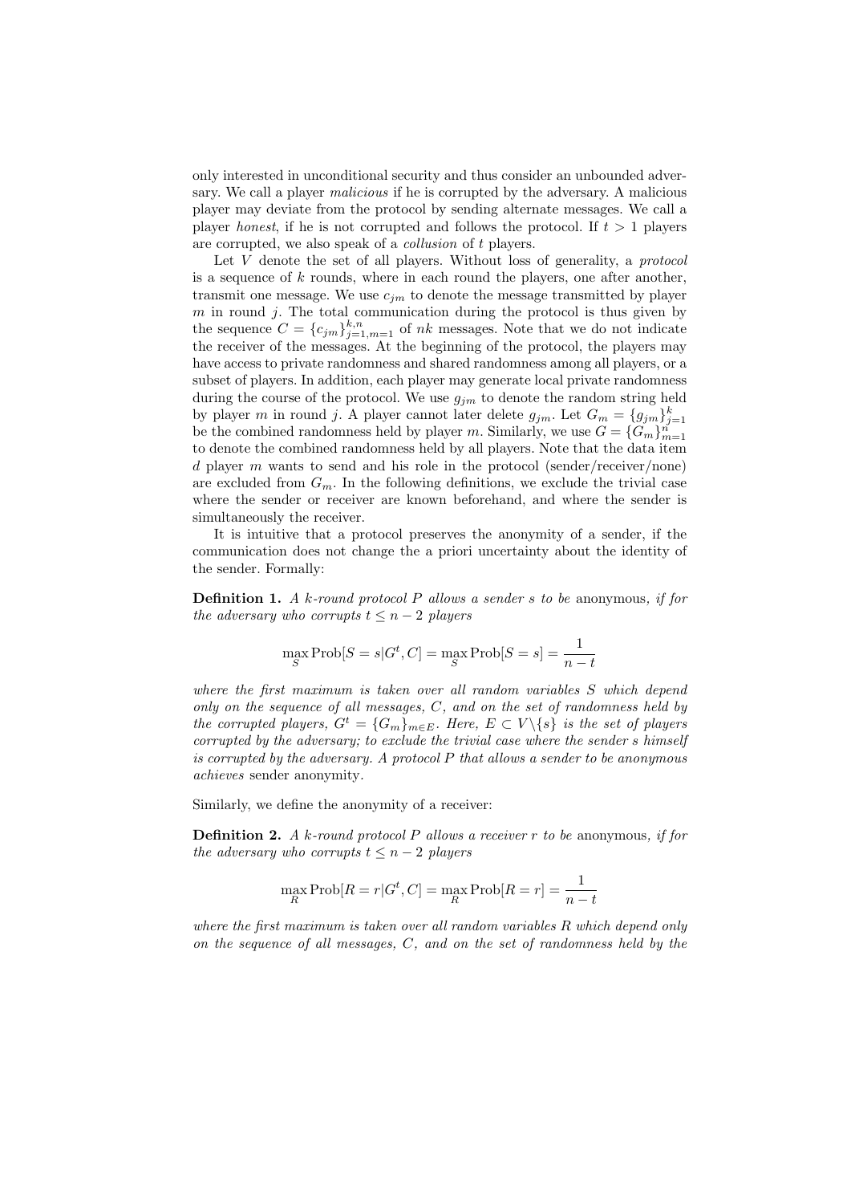only interested in unconditional security and thus consider an unbounded adversary. We call a player *malicious* if he is corrupted by the adversary. A malicious player may deviate from the protocol by sending alternate messages. We call a player *honest*, if he is not corrupted and follows the protocol. If $t > 1$ players are corrupted, we also speak of a *collusion* of $t$ players.

Let $V$ denote the set of all players. Without loss of generality, a *protocol* is a sequence of $k$ rounds, where in each round the players, one after another, transmit one message. We use $c_{jm}$ to denote the message transmitted by player $m$ in round $j$. The total communication during the protocol is thus given by the sequence $C = \{c_{jm}\}_{j=1,m=1}^{k,n}$ of $nk$ messages. Note that we do not indicate the receiver of the messages. At the beginning of the protocol, the players may have access to private randomness and shared randomness among all players, or a subset of players. In addition, each player may generate local private randomness during the course of the protocol. We use $g_{jm}$ to denote the random string held by player $m$ in round $j$. A player cannot later delete $g_{jm}$. Let $G_m = \{g_{jm}\}_{j=1}^{k}$ be the combined randomness held by player $m$. Similarly, we use $G = \{G_m\}_{m=1}^{n}$ to denote the combined randomness held by all players. Note that the data item $d$ player $m$ wants to send and his role in the protocol (sender/receiver/none) are excluded from $G_m$. In the following definitions, we exclude the trivial case where the sender or receiver are known beforehand, and where the sender is simultaneously the receiver.

It is intuitive that a protocol preserves the anonymity of a sender, if the communication does not change the a priori uncertainty about the identity of the sender. Formally:

**Definition 1.** *A $k$-round protocol $P$ allows a sender $s$ to be* anonymous*, if for the adversary who corrupts $t \leq n-2$ players*

$$\max_{S} \operatorname{Prob}[S = s | G^t, C] = \max_{S} \operatorname{Prob}[S = s] = \frac{1}{n-t}$$

*where the first maximum is taken over all random variables $S$ which depend only on the sequence of all messages, $C$, and on the set of randomness held by the corrupted players, $G^t = \{G_m\}_{m \in E}$. Here, $E \subset V \backslash \{s\}$ is the set of players corrupted by the adversary; to exclude the trivial case where the sender $s$ himself is corrupted by the adversary. A protocol $P$ that allows a sender to be anonymous* achieves *sender anonymity.*

Similarly, we define the anonymity of a receiver:

**Definition 2.** *A $k$-round protocol $P$ allows a receiver $r$ to be* anonymous*, if for the adversary who corrupts $t \leq n-2$ players*

$$\max_{R} \operatorname{Prob}[R = r | G^t, C] = \max_{R} \operatorname{Prob}[R = r] = \frac{1}{n-t}$$

*where the first maximum is taken over all random variables $R$ which depend only on the sequence of all messages, $C$, and on the set of randomness held by the*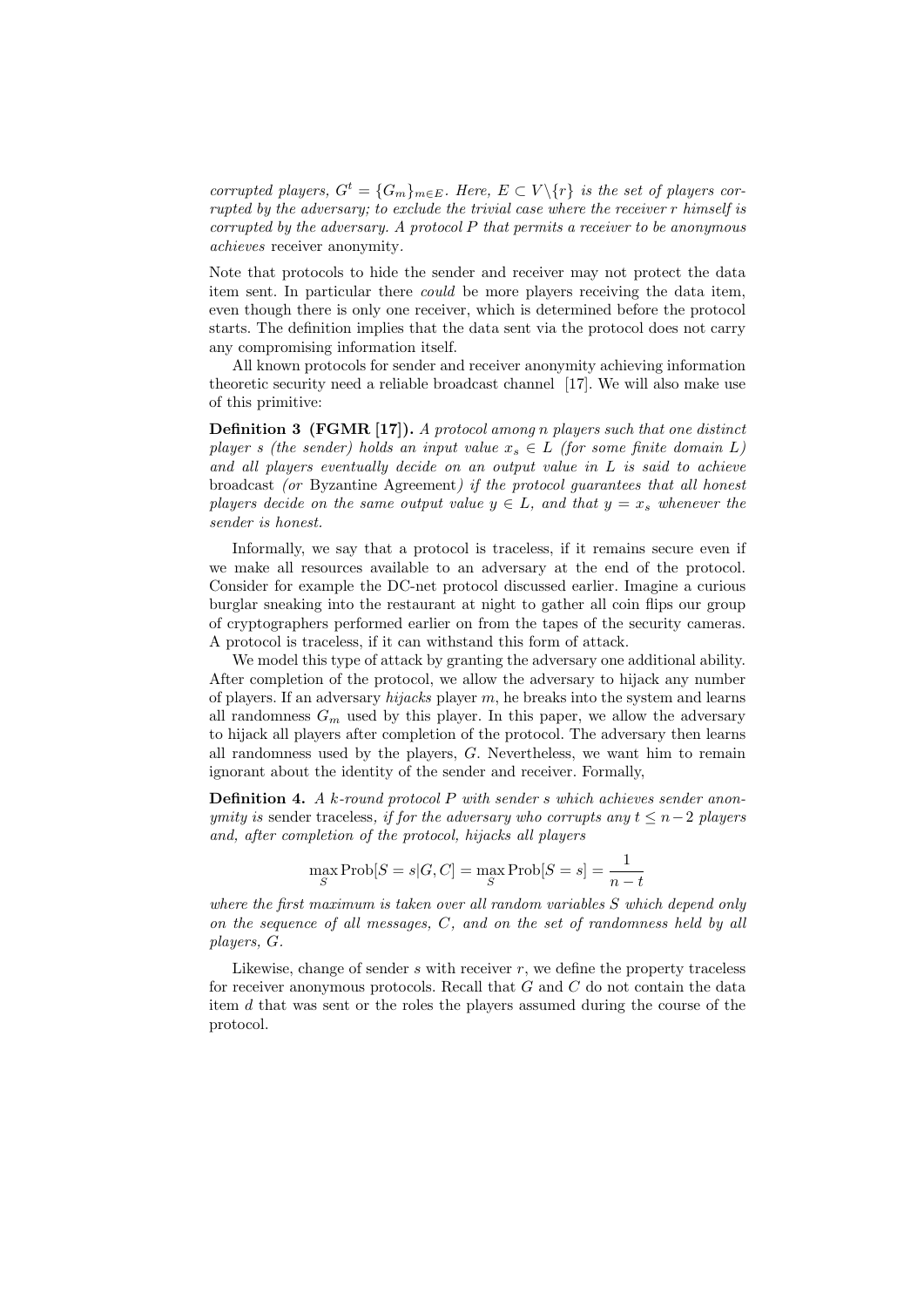*corrupted players, $G^t = \{G_m\}_{m \in E}$. Here, $E \subset V \backslash \{r\}$ is the set of players corrupted by the adversary; to exclude the trivial case where the receiver $r$ himself is corrupted by the adversary. A protocol $P$ that permits a receiver to be anonymous achieves* receiver anonymity.

Note that protocols to hide the sender and receiver may not protect the data item sent. In particular there *could* be more players receiving the data item, even though there is only one receiver, which is determined before the protocol starts. The definition implies that the data sent via the protocol does not carry any compromising information itself.

All known protocols for sender and receiver anonymity achieving information theoretic security need a reliable broadcast channel [17]. We will also make use of this primitive:

**Definition 3 (FGMR [17]).** *A protocol among n players such that one distinct player s (the sender) holds an input value $x_s \in L$ (for some finite domain $L$) and all players eventually decide on an output value in $L$ is said to achieve* broadcast *(or* Byzantine Agreement*) if the protocol guarantees that all honest players decide on the same output value $y \in L$, and that $y = x_s$ whenever the sender is honest.*

Informally, we say that a protocol is traceless, if it remains secure even if we make all resources available to an adversary at the end of the protocol. Consider for example the DC-net protocol discussed earlier. Imagine a curious burglar sneaking into the restaurant at night to gather all coin flips our group of cryptographers performed earlier on from the tapes of the security cameras. A protocol is traceless, if it can withstand this form of attack.

We model this type of attack by granting the adversary one additional ability. After completion of the protocol, we allow the adversary to hijack any number of players. If an adversary *hijacks* player $m$, he breaks into the system and learns all randomness $G_m$ used by this player. In this paper, we allow the adversary to hijack all players after completion of the protocol. The adversary then learns all randomness used by the players, $G$. Nevertheless, we want him to remain ignorant about the identity of the sender and receiver. Formally,

**Definition 4.** *A k-round protocol $P$ with sender $s$ which achieves sender anonymity is* sender traceless, *if for the adversary who corrupts any $t \leq n-2$ players and, after completion of the protocol, hijacks all players*

$$\max_S \text{Prob}[S = s|G, C] = \max_S \text{Prob}[S = s] = \frac{1}{n-t}$$

*where the first maximum is taken over all random variables $S$ which depend only on the sequence of all messages, $C$, and on the set of randomness held by all players, $G$.*

Likewise, change of sender $s$ with receiver $r$, we define the property traceless for receiver anonymous protocols. Recall that $G$ and $C$ do not contain the data item $d$ that was sent or the roles the players assumed during the course of the protocol.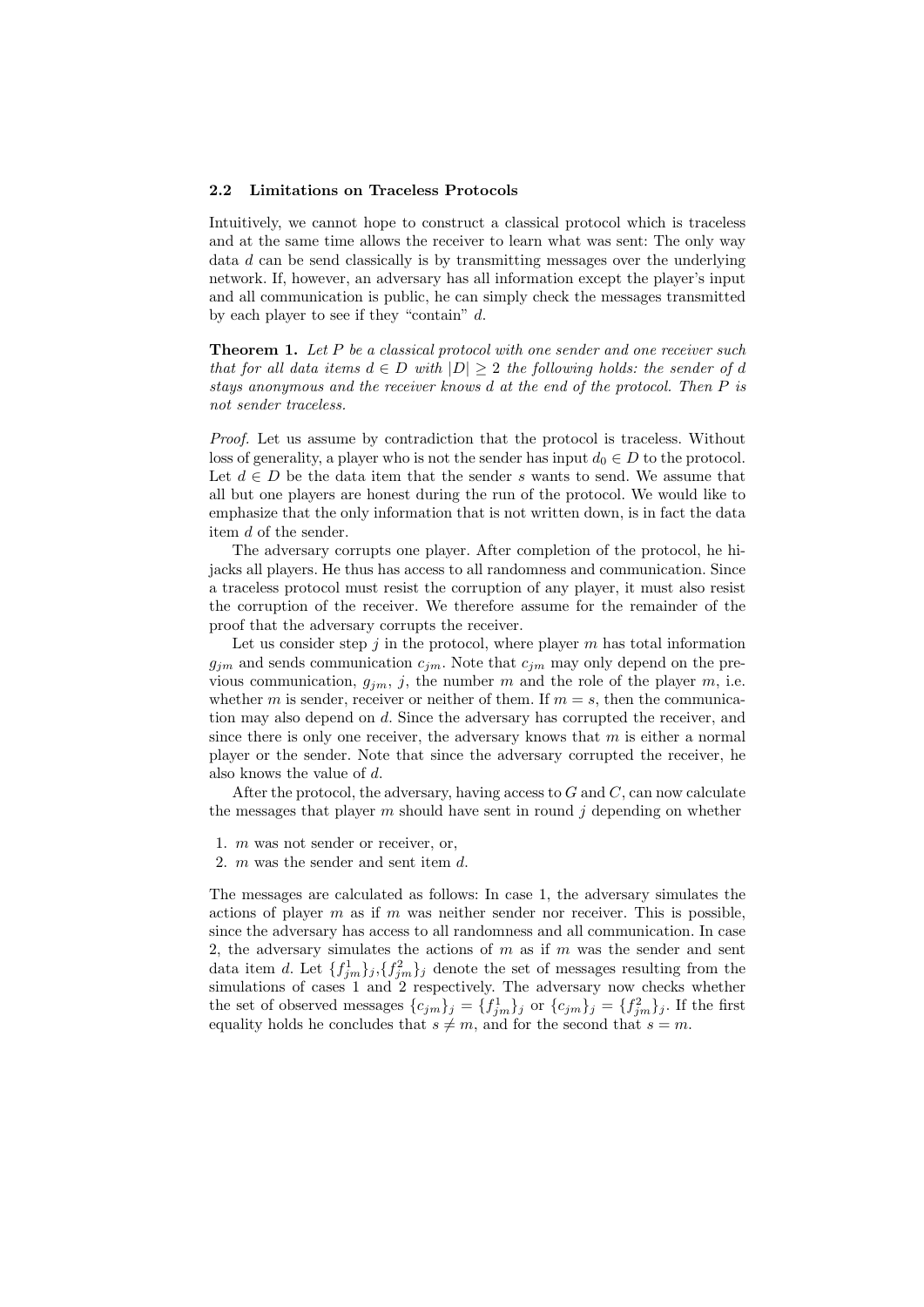### 2.2 Limitations on Traceless Protocols

Intuitively, we cannot hope to construct a classical protocol which is traceless and at the same time allows the receiver to learn what was sent: The only way data $d$ can be send classically is by transmitting messages over the underlying network. If, however, an adversary has all information except the player's input and all communication is public, he can simply check the messages transmitted by each player to see if they "contain" $d$.

**Theorem 1.** *Let $P$ be a classical protocol with one sender and one receiver such that for all data items $d \in D$ with $|D| \geq 2$ the following holds: the sender of $d$ stays anonymous and the receiver knows $d$ at the end of the protocol. Then $P$ is not sender traceless.*

*Proof.* Let us assume by contradiction that the protocol is traceless. Without loss of generality, a player who is not the sender has input $d_0 \in D$ to the protocol. Let $d \in D$ be the data item that the sender $s$ wants to send. We assume that all but one players are honest during the run of the protocol. We would like to emphasize that the only information that is not written down, is in fact the data item $d$ of the sender.

The adversary corrupts one player. After completion of the protocol, he hijacks all players. He thus has access to all randomness and communication. Since a traceless protocol must resist the corruption of any player, it must also resist the corruption of the receiver. We therefore assume for the remainder of the proof that the adversary corrupts the receiver.

Let us consider step $j$ in the protocol, where player $m$ has total information $g_{jm}$ and sends communication $c_{jm}$. Note that $c_{jm}$ may only depend on the previous communication, $g_{jm}$, $j$, the number $m$ and the role of the player $m$, i.e. whether $m$ is sender, receiver or neither of them. If $m = s$, then the communication may also depend on $d$. Since the adversary has corrupted the receiver, and since there is only one receiver, the adversary knows that $m$ is either a normal player or the sender. Note that since the adversary corrupted the receiver, he also knows the value of $d$.

After the protocol, the adversary, having access to $G$ and $C$, can now calculate the messages that player $m$ should have sent in round $j$ depending on whether

1. $m$ was not sender or receiver, or,
2. $m$ was the sender and sent item $d$.

The messages are calculated as follows: In case 1, the adversary simulates the actions of player $m$ as if $m$ was neither sender nor receiver. This is possible, since the adversary has access to all randomness and all communication. In case 2, the adversary simulates the actions of $m$ as if $m$ was the sender and sent data item $d$. Let $\{f^1_{jm}\}_j$,$\{f^2_{jm}\}_j$ denote the set of messages resulting from the simulations of cases 1 and 2 respectively. The adversary now checks whether the set of observed messages $\{c_{jm}\}_j = \{f^1_{jm}\}_j$ or $\{c_{jm}\}_j = \{f^2_{jm}\}_j$. If the first equality holds he concludes that $s \neq m$, and for the second that $s = m$.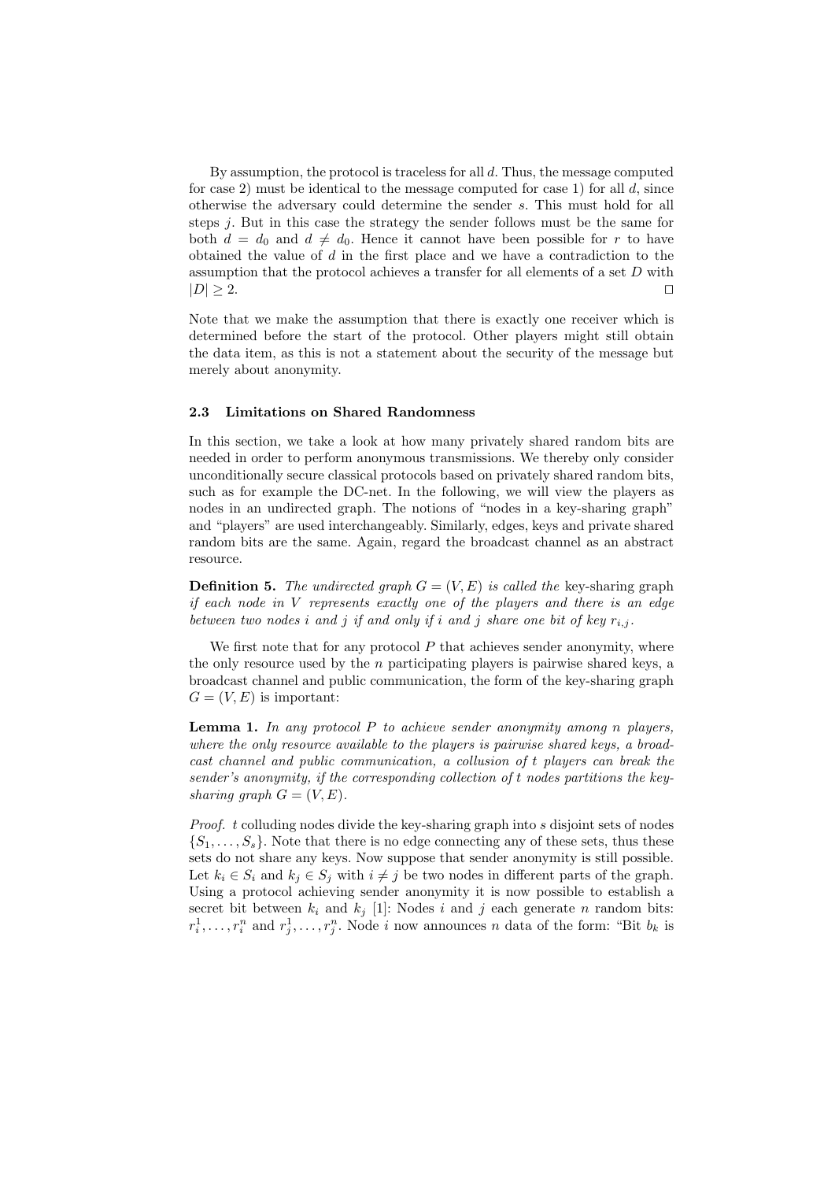By assumption, the protocol is traceless for all $d$. Thus, the message computed for case 2) must be identical to the message computed for case 1) for all $d$, since otherwise the adversary could determine the sender $s$. This must hold for all steps $j$. But in this case the strategy the sender follows must be the same for both $d = d_0$ and $d \neq d_0$. Hence it cannot have been possible for $r$ to have obtained the value of $d$ in the first place and we have a contradiction to the assumption that the protocol achieves a transfer for all elements of a set $D$ with $|D| \geq 2$. □

Note that we make the assumption that there is exactly one receiver which is determined before the start of the protocol. Other players might still obtain the data item, as this is not a statement about the security of the message but merely about anonymity.

### 2.3 Limitations on Shared Randomness

In this section, we take a look at how many privately shared random bits are needed in order to perform anonymous transmissions. We thereby only consider unconditionally secure classical protocols based on privately shared random bits, such as for example the DC-net. In the following, we will view the players as nodes in an undirected graph. The notions of "nodes in a key-sharing graph" and "players" are used interchangeably. Similarly, edges, keys and private shared random bits are the same. Again, regard the broadcast channel as an abstract resource.

**Definition 5.** *The undirected graph $G = (V, E)$ is called the* key-sharing graph *if each node in $V$ represents exactly one of the players and there is an edge between two nodes $i$ and $j$ if and only if $i$ and $j$ share one bit of key $r_{i,j}$.*

We first note that for any protocol $P$ that achieves sender anonymity, where the only resource used by the $n$ participating players is pairwise shared keys, a broadcast channel and public communication, the form of the key-sharing graph $G = (V, E)$ is important:

**Lemma 1.** *In any protocol $P$ to achieve sender anonymity among $n$ players, where the only resource available to the players is pairwise shared keys, a broadcast channel and public communication, a collusion of $t$ players can break the sender's anonymity, if the corresponding collection of $t$ nodes partitions the key-sharing graph $G = (V, E)$.*

*Proof.* $t$ colluding nodes divide the key-sharing graph into $s$ disjoint sets of nodes $\{S_1, \ldots, S_s\}$. Note that there is no edge connecting any of these sets, thus these sets do not share any keys. Now suppose that sender anonymity is still possible. Let $k_i \in S_i$ and $k_j \in S_j$ with $i \neq j$ be two nodes in different parts of the graph. Using a protocol achieving sender anonymity it is now possible to establish a secret bit between $k_i$ and $k_j$ [1]: Nodes $i$ and $j$ each generate $n$ random bits: $r_i^1, \ldots, r_i^n$ and $r_j^1, \ldots, r_j^n$. Node $i$ now announces $n$ data of the form: "Bit $b_k$ is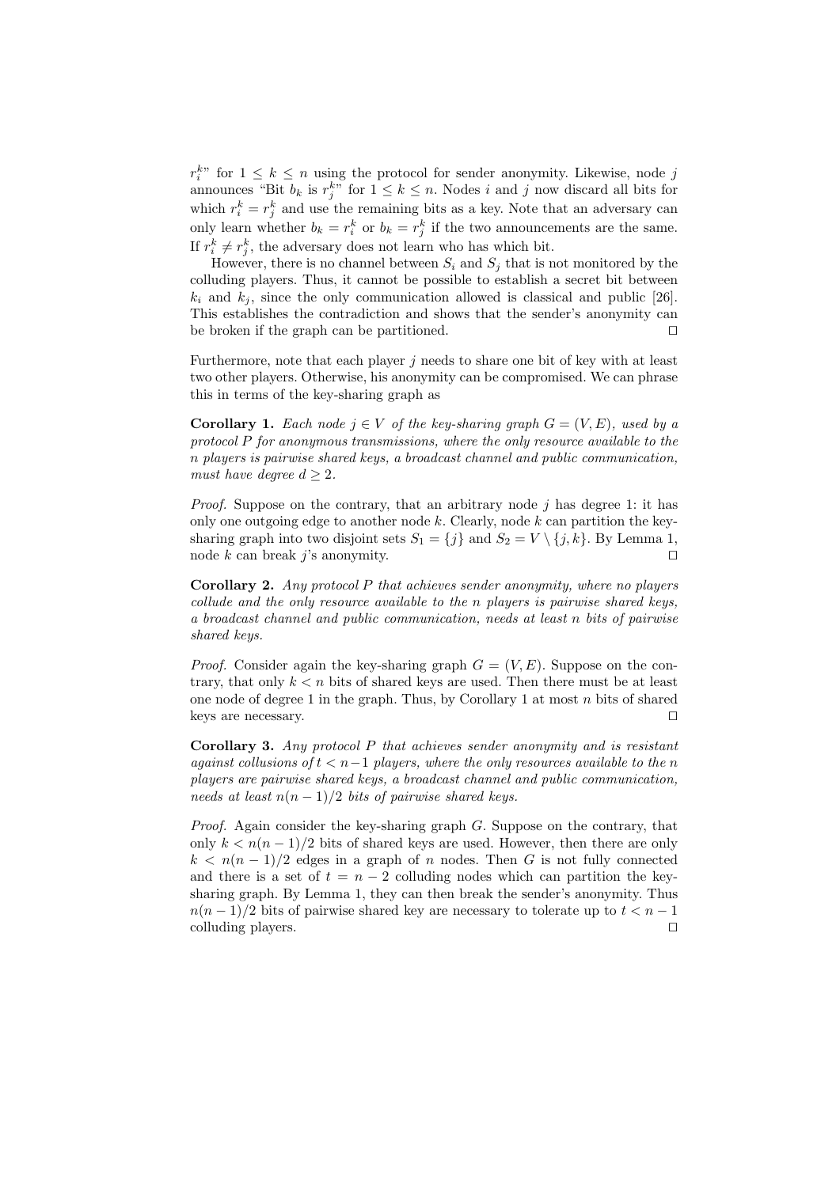$r_i^k$" for $1 \leq k \leq n$ using the protocol for sender anonymity. Likewise, node $j$ announces "Bit $b_k$ is $r_j^k$" for $1 \leq k \leq n$. Nodes $i$ and $j$ now discard all bits for which $r_i^k = r_j^k$ and use the remaining bits as a key. Note that an adversary can only learn whether $b_k = r_i^k$ or $b_k = r_j^k$ if the two announcements are the same. If $r_i^k \neq r_j^k$, the adversary does not learn who has which bit.

However, there is no channel between $S_i$ and $S_j$ that is not monitored by the colluding players. Thus, it cannot be possible to establish a secret bit between $k_i$ and $k_j$, since the only communication allowed is classical and public [26]. This establishes the contradiction and shows that the sender's anonymity can be broken if the graph can be partitioned. □

Furthermore, note that each player $j$ needs to share one bit of key with at least two other players. Otherwise, his anonymity can be compromised. We can phrase this in terms of the key-sharing graph as

**Corollary 1.** *Each node $j \in V$ of the key-sharing graph $G = (V, E)$, used by a protocol $P$ for anonymous transmissions, where the only resource available to the $n$ players is pairwise shared keys, a broadcast channel and public communication, must have degree $d \geq 2$.*

*Proof.* Suppose on the contrary, that an arbitrary node $j$ has degree 1: it has only one outgoing edge to another node $k$. Clearly, node $k$ can partition the key-sharing graph into two disjoint sets $S_1 = \{j\}$ and $S_2 = V \setminus \{j, k\}$. By Lemma 1, node $k$ can break $j$'s anonymity. □

**Corollary 2.** *Any protocol $P$ that achieves sender anonymity, where no players collude and the only resource available to the $n$ players is pairwise shared keys, a broadcast channel and public communication, needs at least $n$ bits of pairwise shared keys.*

*Proof.* Consider again the key-sharing graph $G = (V, E)$. Suppose on the contrary, that only $k < n$ bits of shared keys are used. Then there must be at least one node of degree 1 in the graph. Thus, by Corollary 1 at most $n$ bits of shared keys are necessary. □

**Corollary 3.** *Any protocol $P$ that achieves sender anonymity and is resistant against collusions of $t < n-1$ players, where the only resources available to the $n$ players are pairwise shared keys, a broadcast channel and public communication, needs at least $n(n-1)/2$ bits of pairwise shared keys.*

*Proof.* Again consider the key-sharing graph $G$. Suppose on the contrary, that only $k < n(n-1)/2$ bits of shared keys are used. However, then there are only $k < n(n-1)/2$ edges in a graph of $n$ nodes. Then $G$ is not fully connected and there is a set of $t = n-2$ colluding nodes which can partition the key-sharing graph. By Lemma 1, they can then break the sender's anonymity. Thus $n(n-1)/2$ bits of pairwise shared key are necessary to tolerate up to $t < n-1$ colluding players. □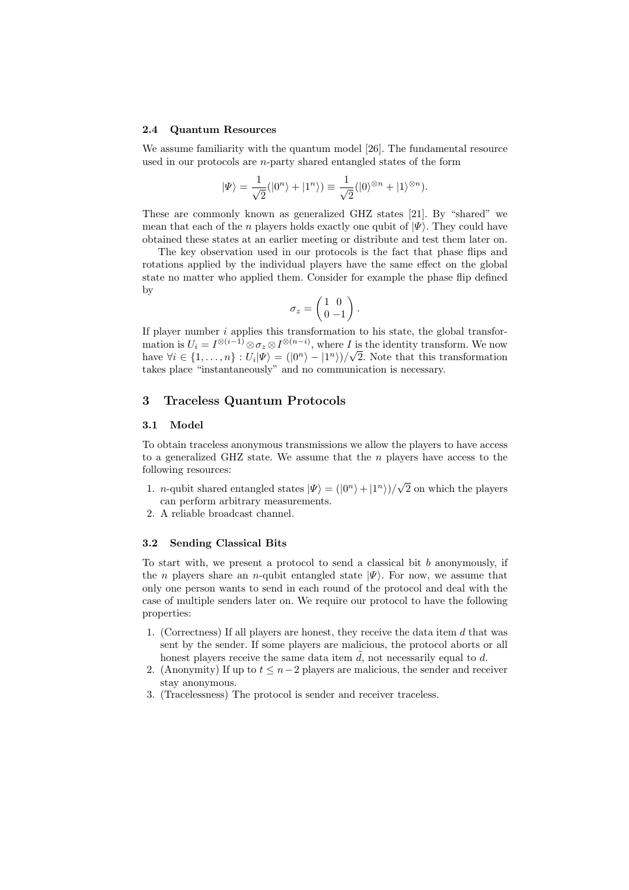### 2.4 Quantum Resources

We assume familiarity with the quantum model [26]. The fundamental resource used in our protocols are $n$-party shared entangled states of the form

$$|\Psi\rangle = \frac{1}{\sqrt{2}}(|0^n\rangle + |1^n\rangle) \equiv \frac{1}{\sqrt{2}}(|0\rangle^{\otimes n} + |1\rangle^{\otimes n}).$$

These are commonly known as generalized GHZ states [21]. By "shared" we mean that each of the $n$ players holds exactly one qubit of $|\Psi\rangle$. They could have obtained these states at an earlier meeting or distribute and test them later on.

The key observation used in our protocols is the fact that phase flips and rotations applied by the individual players have the same effect on the global state no matter who applied them. Consider for example the phase flip defined by

$$\sigma_z = \begin{pmatrix} 1 & 0 \\ 0 & -1 \end{pmatrix}.$$

If player number $i$ applies this transformation to his state, the global transformation is $U_i = I^{\otimes(i-1)} \otimes \sigma_z \otimes I^{\otimes(n-i)}$, where $I$ is the identity transform. We now have $\forall i \in \{1, \ldots, n\} : U_i|\Psi\rangle = (|0^n\rangle - |1^n\rangle)/\sqrt{2}$. Note that this transformation takes place "instantaneously" and no communication is necessary.

## 3 Traceless Quantum Protocols

### 3.1 Model

To obtain traceless anonymous transmissions we allow the players to have access to a generalized GHZ state. We assume that the $n$ players have access to the following resources:

1. $n$-qubit shared entangled states $|\Psi\rangle = (|0^n\rangle + |1^n\rangle)/\sqrt{2}$ on which the players can perform arbitrary measurements.
2. A reliable broadcast channel.

### 3.2 Sending Classical Bits

To start with, we present a protocol to send a classical bit $b$ anonymously, if the $n$ players share an $n$-qubit entangled state $|\Psi\rangle$. For now, we assume that only one person wants to send in each round of the protocol and deal with the case of multiple senders later on. We require our protocol to have the following properties:

1. (Correctness) If all players are honest, they receive the data item $d$ that was sent by the sender. If some players are malicious, the protocol aborts or all honest players receive the same data item $\tilde{d}$, not necessarily equal to $d$.
2. (Anonymity) If up to $t \leq n-2$ players are malicious, the sender and receiver stay anonymous.
3. (Tracelessness) The protocol is sender and receiver traceless.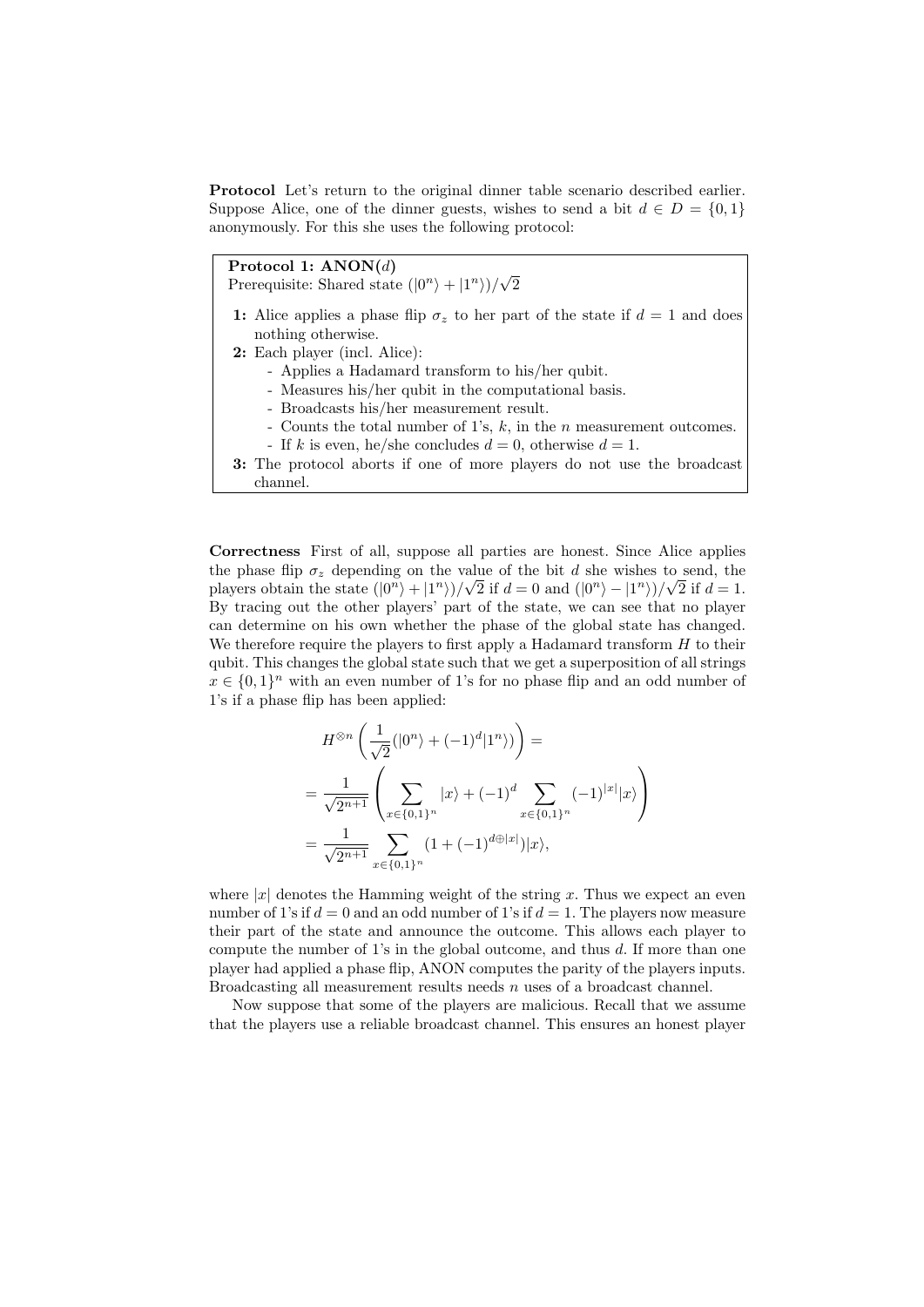**Protocol** Let's return to the original dinner table scenario described earlier. Suppose Alice, one of the dinner guests, wishes to send a bit $d \in D = \{0, 1\}$ anonymously. For this she uses the following protocol:

> **Protocol 1: ANON($d$)**
> Prerequisite: Shared state $(|0^n\rangle + |1^n\rangle)/\sqrt{2}$
>
> **1:** Alice applies a phase flip $\sigma_z$ to her part of the state if $d = 1$ and does nothing otherwise.
>
> **2:** Each player (incl. Alice):
> - Applies a Hadamard transform to his/her qubit.
> - Measures his/her qubit in the computational basis.
> - Broadcasts his/her measurement result.
> - Counts the total number of 1's, $k$, in the $n$ measurement outcomes.
> - If $k$ is even, he/she concludes $d = 0$, otherwise $d = 1$.
>
> **3:** The protocol aborts if one of more players do not use the broadcast channel.

**Correctness** First of all, suppose all parties are honest. Since Alice applies the phase flip $\sigma_z$ depending on the value of the bit $d$ she wishes to send, the players obtain the state $(|0^n\rangle + |1^n\rangle)/\sqrt{2}$ if $d = 0$ and $(|0^n\rangle - |1^n\rangle)/\sqrt{2}$ if $d = 1$. By tracing out the other players' part of the state, we can see that no player can determine on his own whether the phase of the global state has changed. We therefore require the players to first apply a Hadamard transform $H$ to their qubit. This changes the global state such that we get a superposition of all strings $x \in \{0, 1\}^n$ with an even number of 1's for no phase flip and an odd number of 1's if a phase flip has been applied:

$$
\begin{aligned}
&H^{\otimes n}\left(\frac{1}{\sqrt{2}}(|0^n\rangle + (-1)^d|1^n\rangle)\right) = \\
&= \frac{1}{\sqrt{2^{n+1}}}\left(\sum_{x\in\{0,1\}^n}|x\rangle + (-1)^d\sum_{x\in\{0,1\}^n}(-1)^{|x|}|x\rangle\right) \\
&= \frac{1}{\sqrt{2^{n+1}}}\sum_{x\in\{0,1\}^n}(1 + (-1)^{d\oplus|x|})|x\rangle,
\end{aligned}
$$

where $|x|$ denotes the Hamming weight of the string $x$. Thus we expect an even number of 1's if $d = 0$ and an odd number of 1's if $d = 1$. The players now measure their part of the state and announce the outcome. This allows each player to compute the number of 1's in the global outcome, and thus $d$. If more than one player had applied a phase flip, ANON computes the parity of the players inputs. Broadcasting all measurement results needs $n$ uses of a broadcast channel.

Now suppose that some of the players are malicious. Recall that we assume that the players use a reliable broadcast channel. This ensures an honest player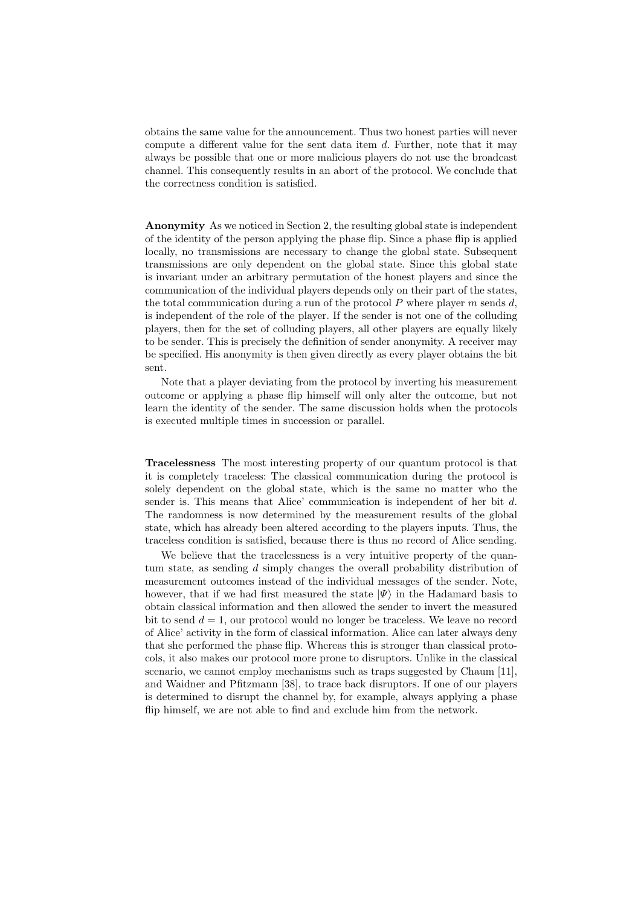obtains the same value for the announcement. Thus two honest parties will never compute a different value for the sent data item $d$. Further, note that it may always be possible that one or more malicious players do not use the broadcast channel. This consequently results in an abort of the protocol. We conclude that the correctness condition is satisfied.

**Anonymity** As we noticed in Section 2, the resulting global state is independent of the identity of the person applying the phase flip. Since a phase flip is applied locally, no transmissions are necessary to change the global state. Subsequent transmissions are only dependent on the global state. Since this global state is invariant under an arbitrary permutation of the honest players and since the communication of the individual players depends only on their part of the states, the total communication during a run of the protocol $P$ where player $m$ sends $d$, is independent of the role of the player. If the sender is not one of the colluding players, then for the set of colluding players, all other players are equally likely to be sender. This is precisely the definition of sender anonymity. A receiver may be specified. His anonymity is then given directly as every player obtains the bit sent.

Note that a player deviating from the protocol by inverting his measurement outcome or applying a phase flip himself will only alter the outcome, but not learn the identity of the sender. The same discussion holds when the protocols is executed multiple times in succession or parallel.

**Tracelessness** The most interesting property of our quantum protocol is that it is completely traceless: The classical communication during the protocol is solely dependent on the global state, which is the same no matter who the sender is. This means that Alice' communication is independent of her bit $d$. The randomness is now determined by the measurement results of the global state, which has already been altered according to the players inputs. Thus, the traceless condition is satisfied, because there is thus no record of Alice sending.

We believe that the tracelessness is a very intuitive property of the quantum state, as sending $d$ simply changes the overall probability distribution of measurement outcomes instead of the individual messages of the sender. Note, however, that if we had first measured the state $|\Psi\rangle$ in the Hadamard basis to obtain classical information and then allowed the sender to invert the measured bit to send $d = 1$, our protocol would no longer be traceless. We leave no record of Alice' activity in the form of classical information. Alice can later always deny that she performed the phase flip. Whereas this is stronger than classical protocols, it also makes our protocol more prone to disruptors. Unlike in the classical scenario, we cannot employ mechanisms such as traps suggested by Chaum [11], and Waidner and Pfitzmann [38], to trace back disruptors. If one of our players is determined to disrupt the channel by, for example, always applying a phase flip himself, we are not able to find and exclude him from the network.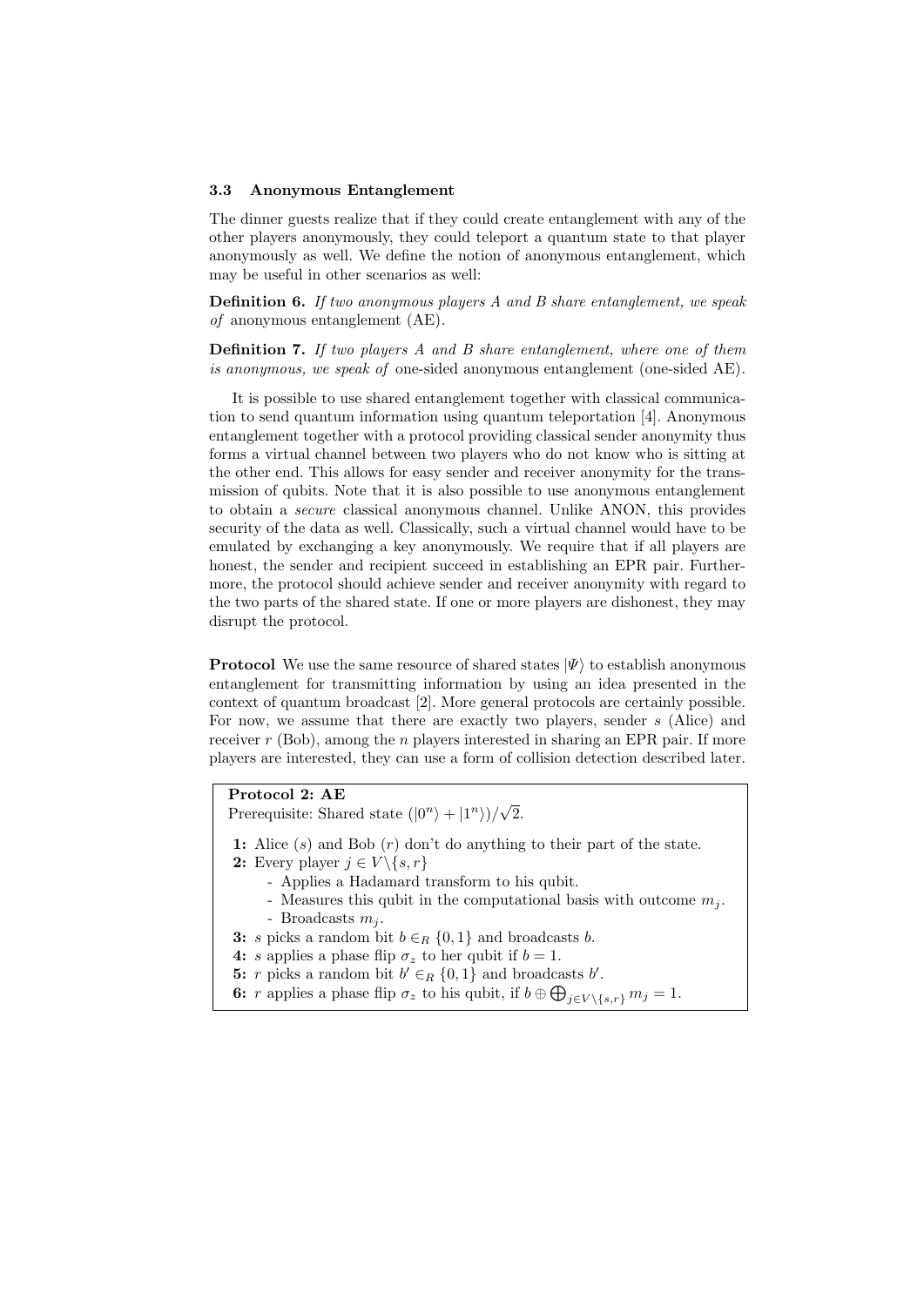### 3.3 Anonymous Entanglement

The dinner guests realize that if they could create entanglement with any of the other players anonymously, they could teleport a quantum state to that player anonymously as well. We define the notion of anonymous entanglement, which may be useful in other scenarios as well:

**Definition 6.** *If two anonymous players A and B share entanglement, we speak of* anonymous entanglement (AE).

**Definition 7.** *If two players A and B share entanglement, where one of them is anonymous, we speak of* one-sided anonymous entanglement (one-sided AE).

It is possible to use shared entanglement together with classical communication to send quantum information using quantum teleportation [4]. Anonymous entanglement together with a protocol providing classical sender anonymity thus forms a virtual channel between two players who do not know who is sitting at the other end. This allows for easy sender and receiver anonymity for the transmission of qubits. Note that it is also possible to use anonymous entanglement to obtain a *secure* classical anonymous channel. Unlike ANON, this provides security of the data as well. Classically, such a virtual channel would have to be emulated by exchanging a key anonymously. We require that if all players are honest, the sender and recipient succeed in establishing an EPR pair. Furthermore, the protocol should achieve sender and receiver anonymity with regard to the two parts of the shared state. If one or more players are dishonest, they may disrupt the protocol.

**Protocol** We use the same resource of shared states $|\Psi\rangle$ to establish anonymous entanglement for transmitting information by using an idea presented in the context of quantum broadcast [2]. More general protocols are certainly possible. For now, we assume that there are exactly two players, sender $s$ (Alice) and receiver $r$ (Bob), among the $n$ players interested in sharing an EPR pair. If more players are interested, they can use a form of collision detection described later.

**Protocol 2: AE**
Prerequisite: Shared state $(|0^n\rangle + |1^n\rangle)/\sqrt{2}$.

**1:** Alice ($s$) and Bob ($r$) don't do anything to their part of the state.
**2:** Every player $j \in V \backslash \{s, r\}$
- Applies a Hadamard transform to his qubit.
- Measures this qubit in the computational basis with outcome $m_j$.
- Broadcasts $m_j$.

**3:** $s$ picks a random bit $b \in_R \{0, 1\}$ and broadcasts $b$.
**4:** $s$ applies a phase flip $\sigma_z$ to her qubit if $b = 1$.
**5:** $r$ picks a random bit $b' \in_R \{0, 1\}$ and broadcasts $b'$.
**6:** $r$ applies a phase flip $\sigma_z$ to his qubit, if $b \oplus \bigoplus_{j \in V \backslash \{s,r\}} m_j = 1$.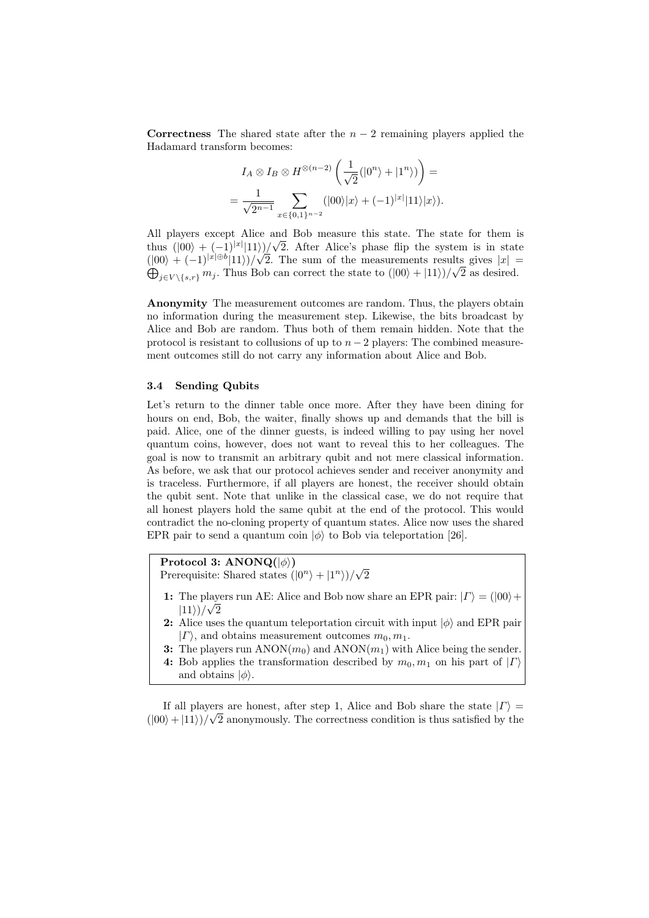**Correctness** The shared state after the $n-2$ remaining players applied the Hadamard transform becomes:

$$I_A \otimes I_B \otimes H^{\otimes(n-2)} \left( \frac{1}{\sqrt{2}}(|0^n\rangle + |1^n\rangle) \right) =$$

$$= \frac{1}{\sqrt{2^{n-1}}} \sum_{x \in \{0,1\}^{n-2}} (|00\rangle|x\rangle + (-1)^{|x|}|11\rangle|x\rangle).$$

All players except Alice and Bob measure this state. The state for them is thus $(|00\rangle + (-1)^{|x|}|11\rangle)/\sqrt{2}$. After Alice's phase flip the system is in state $(|00\rangle + (-1)^{|x|\oplus b}|11\rangle)/\sqrt{2}$. The sum of the measurements results gives $|x| = \bigoplus_{j \in V \setminus \{s,r\}} m_j$. Thus Bob can correct the state to $(|00\rangle + |11\rangle)/\sqrt{2}$ as desired.

**Anonymity** The measurement outcomes are random. Thus, the players obtain no information during the measurement step. Likewise, the bits broadcast by Alice and Bob are random. Thus both of them remain hidden. Note that the protocol is resistant to collusions of up to $n-2$ players: The combined measurement outcomes still do not carry any information about Alice and Bob.

### 3.4 Sending Qubits

Let's return to the dinner table once more. After they have been dining for hours on end, Bob, the waiter, finally shows up and demands that the bill is paid. Alice, one of the dinner guests, is indeed willing to pay using her novel quantum coins, however, does not want to reveal this to her colleagues. The goal is now to transmit an arbitrary qubit and not mere classical information. As before, we ask that our protocol achieves sender and receiver anonymity and is traceless. Furthermore, if all players are honest, the receiver should obtain the qubit sent. Note that unlike in the classical case, we do not require that all honest players hold the same qubit at the end of the protocol. This would contradict the no-cloning property of quantum states. Alice now uses the shared EPR pair to send a quantum coin $|\phi\rangle$ to Bob via teleportation [26].

**Protocol 3: ANONQ($|\phi\rangle$)**
Prerequisite: Shared states $(|0^n\rangle + |1^n\rangle)/\sqrt{2}$

1: The players run AE: Alice and Bob now share an EPR pair: $|\Gamma\rangle = (|00\rangle + |11\rangle)/\sqrt{2}$
2: Alice uses the quantum teleportation circuit with input $|\phi\rangle$ and EPR pair $|\Gamma\rangle$, and obtains measurement outcomes $m_0, m_1$.
3: The players run ANON($m_0$) and ANON($m_1$) with Alice being the sender.
4: Bob applies the transformation described by $m_0, m_1$ on his part of $|\Gamma\rangle$ and obtains $|\phi\rangle$.

If all players are honest, after step 1, Alice and Bob share the state $|\Gamma\rangle = (|00\rangle + |11\rangle)/\sqrt{2}$ anonymously. The correctness condition is thus satisfied by the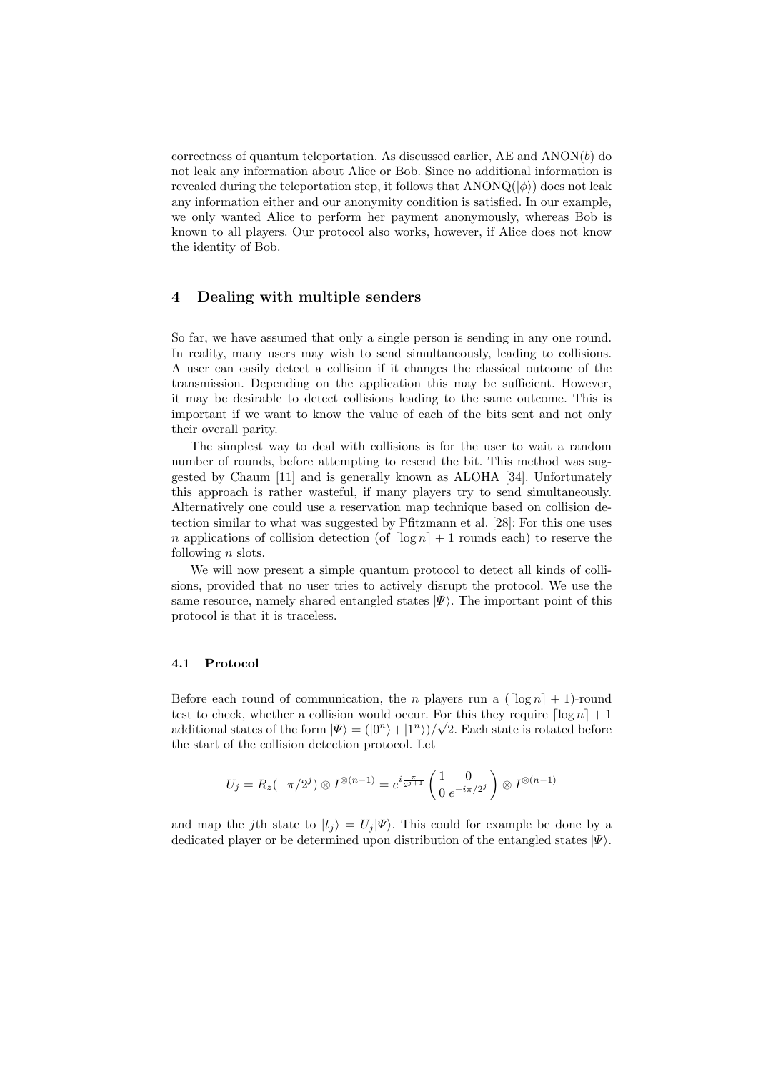correctness of quantum teleportation. As discussed earlier, AE and ANON($b$) do not leak any information about Alice or Bob. Since no additional information is revealed during the teleportation step, it follows that ANONQ($|\phi\rangle$) does not leak any information either and our anonymity condition is satisfied. In our example, we only wanted Alice to perform her payment anonymously, whereas Bob is known to all players. Our protocol also works, however, if Alice does not know the identity of Bob.

## 4 Dealing with multiple senders

So far, we have assumed that only a single person is sending in any one round. In reality, many users may wish to send simultaneously, leading to collisions. A user can easily detect a collision if it changes the classical outcome of the transmission. Depending on the application this may be sufficient. However, it may be desirable to detect collisions leading to the same outcome. This is important if we want to know the value of each of the bits sent and not only their overall parity.

The simplest way to deal with collisions is for the user to wait a random number of rounds, before attempting to resend the bit. This method was suggested by Chaum [11] and is generally known as ALOHA [34]. Unfortunately this approach is rather wasteful, if many players try to send simultaneously. Alternatively one could use a reservation map technique based on collision detection similar to what was suggested by Pfitzmann et al. [28]: For this one uses $n$ applications of collision detection (of $\lceil \log n \rceil + 1$ rounds each) to reserve the following $n$ slots.

We will now present a simple quantum protocol to detect all kinds of collisions, provided that no user tries to actively disrupt the protocol. We use the same resource, namely shared entangled states $|\Psi\rangle$. The important point of this protocol is that it is traceless.

### 4.1 Protocol

Before each round of communication, the $n$ players run a ($\lceil \log n \rceil + 1$)-round test to check, whether a collision would occur. For this they require $\lceil \log n \rceil + 1$ additional states of the form $|\Psi\rangle = (|0^n\rangle + |1^n\rangle)/\sqrt{2}$. Each state is rotated before the start of the collision detection protocol. Let

$$U_j = R_z(-\pi/2^j) \otimes I^{\otimes(n-1)} = e^{i\frac{\pi}{2^{j+1}}} \begin{pmatrix} 1 & 0 \\ 0 & e^{-i\pi/2^j} \end{pmatrix} \otimes I^{\otimes(n-1)}$$

and map the $j$th state to $|t_j\rangle = U_j|\Psi\rangle$. This could for example be done by a dedicated player or be determined upon distribution of the entangled states $|\Psi\rangle$.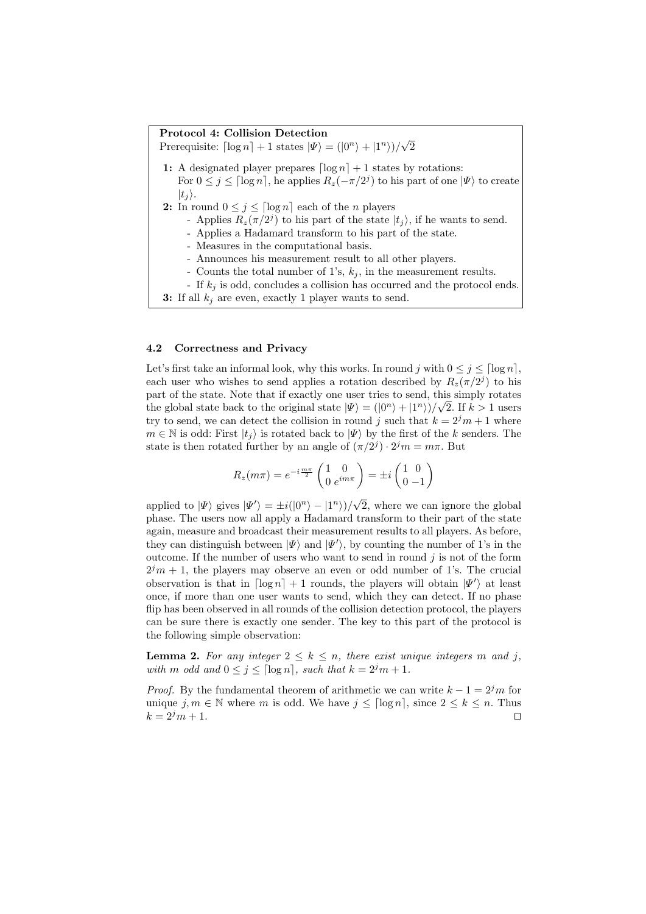**Protocol 4: Collision Detection**
Prerequisite: $\lceil \log n \rceil + 1$ states $|\Psi\rangle = (|0^n\rangle + |1^n\rangle)/\sqrt{2}$

**1:** A designated player prepares $\lceil \log n \rceil + 1$ states by rotations:
For $0 \leq j \leq \lceil \log n \rceil$, he applies $R_z(-\pi/2^j)$ to his part of one $|\Psi\rangle$ to create $|t_j\rangle$.

**2:** In round $0 \leq j \leq \lceil \log n \rceil$ each of the $n$ players
- Applies $R_z(\pi/2^j)$ to his part of the state $|t_j\rangle$, if he wants to send.
- Applies a Hadamard transform to his part of the state.
- Measures in the computational basis.
- Announces his measurement result to all other players.
- Counts the total number of 1's, $k_j$, in the measurement results.
- If $k_j$ is odd, concludes a collision has occurred and the protocol ends.

**3:** If all $k_j$ are even, exactly 1 player wants to send.

### 4.2 Correctness and Privacy

Let's first take an informal look, why this works. In round $j$ with $0 \leq j \leq \lceil \log n \rceil$, each user who wishes to send applies a rotation described by $R_z(\pi/2^j)$ to his part of the state. Note that if exactly one user tries to send, this simply rotates the global state back to the original state $|\Psi\rangle = (|0^n\rangle + |1^n\rangle)/\sqrt{2}$. If $k > 1$ users try to send, we can detect the collision in round $j$ such that $k = 2^j m + 1$ where $m \in \mathbb{N}$ is odd: First $|t_j\rangle$ is rotated back to $|\Psi\rangle$ by the first of the $k$ senders. The state is then rotated further by an angle of $(\pi/2^j) \cdot 2^j m = m\pi$. But

$$R_z(m\pi) = e^{-i\frac{m\pi}{2}} \begin{pmatrix} 1 & 0 \\ 0 & e^{im\pi} \end{pmatrix} = \pm i \begin{pmatrix} 1 & 0 \\ 0 & -1 \end{pmatrix}$$

applied to $|\Psi\rangle$ gives $|\Psi'\rangle = \pm i(|0^n\rangle - |1^n\rangle)/\sqrt{2}$, where we can ignore the global phase. The users now all apply a Hadamard transform to their part of the state again, measure and broadcast their measurement results to all players. As before, they can distinguish between $|\Psi\rangle$ and $|\Psi'\rangle$, by counting the number of 1's in the outcome. If the number of users who want to send in round $j$ is not of the form $2^j m + 1$, the players may observe an even or odd number of 1's. The crucial observation is that in $\lceil \log n \rceil + 1$ rounds, the players will obtain $|\Psi'\rangle$ at least once, if more than one user wants to send, which they can detect. If no phase flip has been observed in all rounds of the collision detection protocol, the players can be sure there is exactly one sender. The key to this part of the protocol is the following simple observation:

**Lemma 2.** *For any integer $2 \leq k \leq n$, there exist unique integers $m$ and $j$, with $m$ odd and $0 \leq j \leq \lceil \log n \rceil$, such that $k = 2^j m + 1$.*

*Proof.* By the fundamental theorem of arithmetic we can write $k - 1 = 2^j m$ for unique $j, m \in \mathbb{N}$ where $m$ is odd. We have $j \leq \lceil \log n \rceil$, since $2 \leq k \leq n$. Thus $k = 2^j m + 1$. ◻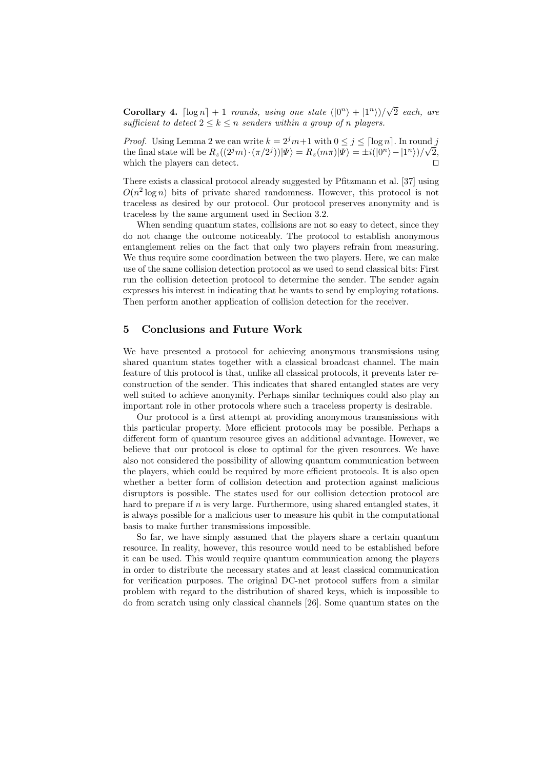**Corollary 4.** *$\lceil \log n \rceil + 1$ rounds, using one state $(|0^n\rangle + |1^n\rangle)/\sqrt{2}$ each, are sufficient to detect $2 \leq k \leq n$ senders within a group of $n$ players.*

*Proof.* Using Lemma 2 we can write $k = 2^j m + 1$ with $0 \leq j \leq \lceil \log n \rceil$. In round $j$ the final state will be $R_z((2^j m) \cdot (\pi/2^j))|\Psi\rangle = R_z(m\pi)|\Psi\rangle = \pm i(|0^n\rangle - |1^n\rangle)/\sqrt{2}$, which the players can detect. □

There exists a classical protocol already suggested by Pfitzmann et al. [37] using $O(n^2 \log n)$ bits of private shared randomness. However, this protocol is not traceless as desired by our protocol. Our protocol preserves anonymity and is traceless by the same argument used in Section 3.2.

When sending quantum states, collisions are not so easy to detect, since they do not change the outcome noticeably. The protocol to establish anonymous entanglement relies on the fact that only two players refrain from measuring. We thus require some coordination between the two players. Here, we can make use of the same collision detection protocol as we used to send classical bits: First run the collision detection protocol to determine the sender. The sender again expresses his interest in indicating that he wants to send by employing rotations. Then perform another application of collision detection for the receiver.

## 5 Conclusions and Future Work

We have presented a protocol for achieving anonymous transmissions using shared quantum states together with a classical broadcast channel. The main feature of this protocol is that, unlike all classical protocols, it prevents later reconstruction of the sender. This indicates that shared entangled states are very well suited to achieve anonymity. Perhaps similar techniques could also play an important role in other protocols where such a traceless property is desirable.

Our protocol is a first attempt at providing anonymous transmissions with this particular property. More efficient protocols may be possible. Perhaps a different form of quantum resource gives an additional advantage. However, we believe that our protocol is close to optimal for the given resources. We have also not considered the possibility of allowing quantum communication between the players, which could be required by more efficient protocols. It is also open whether a better form of collision detection and protection against malicious disruptors is possible. The states used for our collision detection protocol are hard to prepare if $n$ is very large. Furthermore, using shared entangled states, it is always possible for a malicious user to measure his qubit in the computational basis to make further transmissions impossible.

So far, we have simply assumed that the players share a certain quantum resource. In reality, however, this resource would need to be established before it can be used. This would require quantum communication among the players in order to distribute the necessary states and at least classical communication for verification purposes. The original DC-net protocol suffers from a similar problem with regard to the distribution of shared keys, which is impossible to do from scratch using only classical channels [26]. Some quantum states on the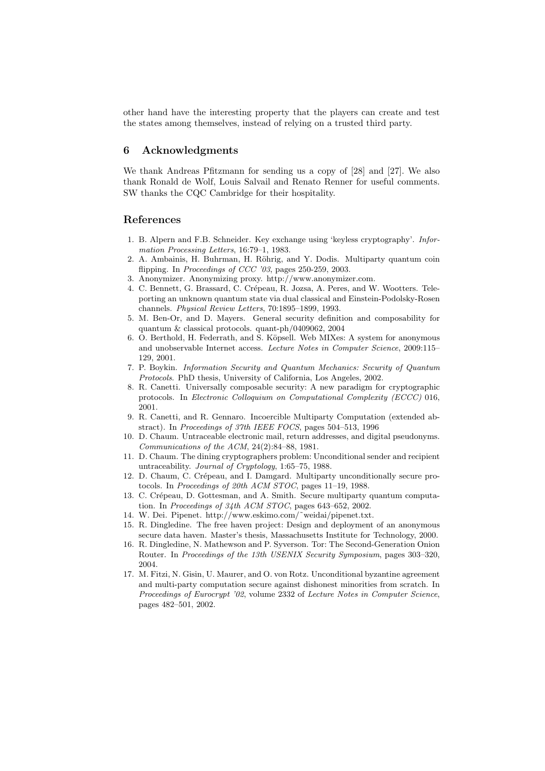other hand have the interesting property that the players can create and test the states among themselves, instead of relying on a trusted third party.

## 6 Acknowledgments

We thank Andreas Pfitzmann for sending us a copy of [28] and [27]. We also thank Ronald de Wolf, Louis Salvail and Renato Renner for useful comments. SW thanks the CQC Cambridge for their hospitality.

## References

1. B. Alpern and F.B. Schneider. Key exchange using 'keyless cryptography'. *Information Processing Letters*, 16:79–1, 1983.
2. A. Ambainis, H. Buhrman, H. Röhrig, and Y. Dodis. Multiparty quantum coin flipping. In *Proceedings of CCC '03*, pages 250-259, 2003.
3. Anonymizer. Anonymizing proxy. http://www.anonymizer.com.
4. C. Bennett, G. Brassard, C. Crépeau, R. Jozsa, A. Peres, and W. Wootters. Teleporting an unknown quantum state via dual classical and Einstein-Podolsky-Rosen channels. *Physical Review Letters*, 70:1895–1899, 1993.
5. M. Ben-Or, and D. Mayers. General security definition and composability for quantum & classical protocols. quant-ph/0409062, 2004
6. O. Berthold, H. Federrath, and S. Köpsell. Web MIXes: A system for anonymous and unobservable Internet access. *Lecture Notes in Computer Science*, 2009:115–129, 2001.
7. P. Boykin. *Information Security and Quantum Mechanics: Security of Quantum Protocols*. PhD thesis, University of California, Los Angeles, 2002.
8. R. Canetti. Universally composable security: A new paradigm for cryptographic protocols. In *Electronic Colloquium on Computational Complexity (ECCC)* 016, 2001.
9. R. Canetti, and R. Gennaro. Incoercible Multiparty Computation (extended abstract). In *Proceedings of 37th IEEE FOCS*, pages 504–513, 1996
10. D. Chaum. Untraceable electronic mail, return addresses, and digital pseudonyms. *Communications of the ACM*, 24(2):84–88, 1981.
11. D. Chaum. The dining cryptographers problem: Unconditional sender and recipient untraceability. *Journal of Cryptology*, 1:65–75, 1988.
12. D. Chaum, C. Crépeau, and I. Damgard. Multiparty unconditionally secure protocols. In *Proceedings of 20th ACM STOC*, pages 11–19, 1988.
13. C. Crépeau, D. Gottesman, and A. Smith. Secure multiparty quantum computation. In *Proceedings of 34th ACM STOC*, pages 643–652, 2002.
14. W. Dei. Pipenet. http://www.eskimo.com/˜weidai/pipenet.txt.
15. R. Dingledine. The free haven project: Design and deployment of an anonymous secure data haven. Master's thesis, Massachusetts Institute for Technology, 2000.
16. R. Dingledine, N. Mathewson and P. Syverson. Tor: The Second-Generation Onion Router. In *Proceedings of the 13th USENIX Security Symposium*, pages 303–320, 2004.
17. M. Fitzi, N. Gisin, U. Maurer, and O. von Rotz. Unconditional byzantine agreement and multi-party computation secure against dishonest minorities from scratch. In *Proceedings of Eurocrypt '02*, volume 2332 of *Lecture Notes in Computer Science*, pages 482–501, 2002.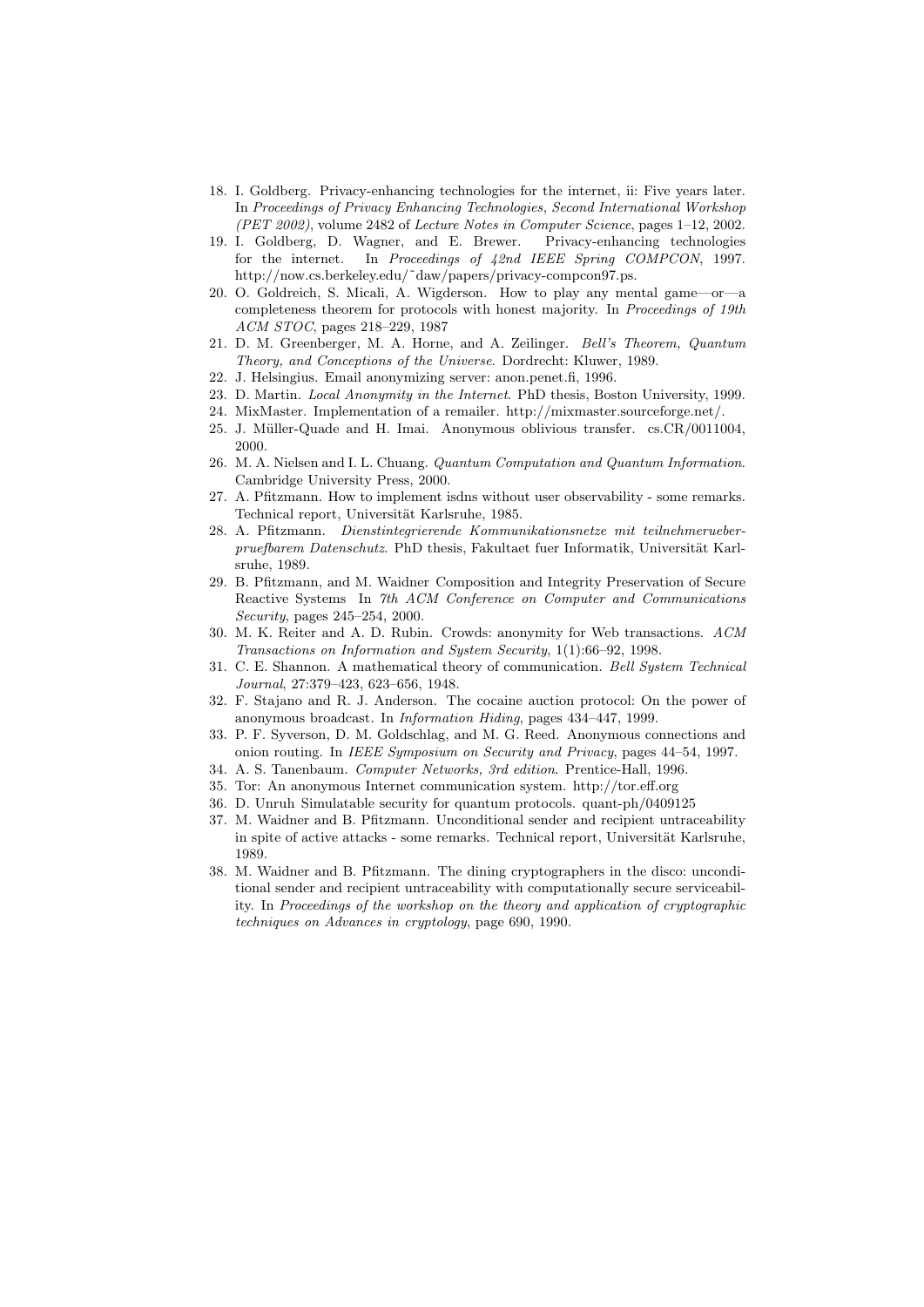18. I. Goldberg. Privacy-enhancing technologies for the internet, ii: Five years later. In *Proceedings of Privacy Enhancing Technologies, Second International Workshop (PET 2002)*, volume 2482 of *Lecture Notes in Computer Science*, pages 1–12, 2002.
19. I. Goldberg, D. Wagner, and E. Brewer. Privacy-enhancing technologies for the internet. In *Proceedings of 42nd IEEE Spring COMPCON*, 1997. http://now.cs.berkeley.edu/~daw/papers/privacy-compcon97.ps.
20. O. Goldreich, S. Micali, A. Wigderson. How to play any mental game—or—a completeness theorem for protocols with honest majority. In *Proceedings of 19th ACM STOC*, pages 218–229, 1987
21. D. M. Greenberger, M. A. Horne, and A. Zeilinger. *Bell's Theorem, Quantum Theory, and Conceptions of the Universe*. Dordrecht: Kluwer, 1989.
22. J. Helsingius. Email anonymizing server: anon.penet.fi, 1996.
23. D. Martin. *Local Anonymity in the Internet*. PhD thesis, Boston University, 1999.
24. MixMaster. Implementation of a remailer. http://mixmaster.sourceforge.net/.
25. J. Müller-Quade and H. Imai. Anonymous oblivious transfer. cs.CR/0011004, 2000.
26. M. A. Nielsen and I. L. Chuang. *Quantum Computation and Quantum Information*. Cambridge University Press, 2000.
27. A. Pfitzmann. How to implement isdns without user observability - some remarks. Technical report, Universität Karlsruhe, 1985.
28. A. Pfitzmann. *Dienstintegrierende Kommunikationsnetze mit teilnehmerueberpruefbarem Datenschutz*. PhD thesis, Fakultaet fuer Informatik, Universität Karlsruhe, 1989.
29. B. Pfitzmann, and M. Waidner Composition and Integrity Preservation of Secure Reactive Systems In *7th ACM Conference on Computer and Communications Security*, pages 245–254, 2000.
30. M. K. Reiter and A. D. Rubin. Crowds: anonymity for Web transactions. *ACM Transactions on Information and System Security*, 1(1):66–92, 1998.
31. C. E. Shannon. A mathematical theory of communication. *Bell System Technical Journal*, 27:379–423, 623–656, 1948.
32. F. Stajano and R. J. Anderson. The cocaine auction protocol: On the power of anonymous broadcast. In *Information Hiding*, pages 434–447, 1999.
33. P. F. Syverson, D. M. Goldschlag, and M. G. Reed. Anonymous connections and onion routing. In *IEEE Symposium on Security and Privacy*, pages 44–54, 1997.
34. A. S. Tanenbaum. *Computer Networks, 3rd edition*. Prentice-Hall, 1996.
35. Tor: An anonymous Internet communication system. http://tor.eff.org
36. D. Unruh Simulatable security for quantum protocols. quant-ph/0409125
37. M. Waidner and B. Pfitzmann. Unconditional sender and recipient untraceability in spite of active attacks - some remarks. Technical report, Universität Karlsruhe, 1989.
38. M. Waidner and B. Pfitzmann. The dining cryptographers in the disco: unconditional sender and recipient untraceability with computationally secure serviceability. In *Proceedings of the workshop on the theory and application of cryptographic techniques on Advances in cryptology*, page 690, 1990.